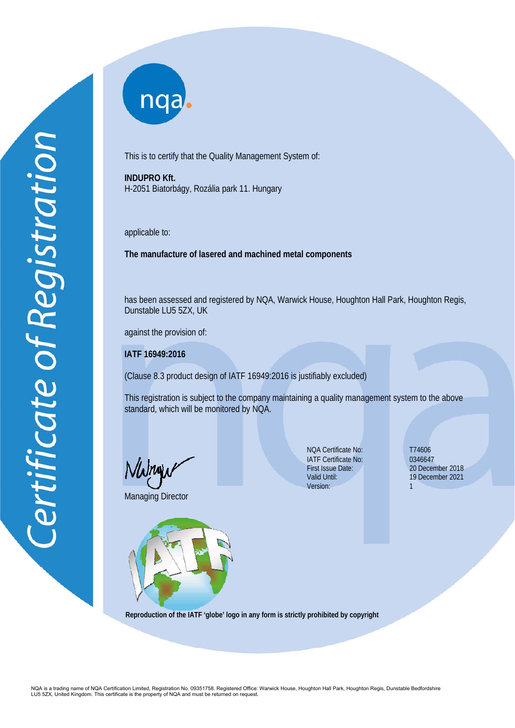# Certificate of Registration

This is to certify that the Quality Management System of:

**INDUPRO Kft.**
H-2051 Biatorbágy, Rozália park 11. Hungary

applicable to:

**The manufacture of lasered and machined metal components**

has been assessed and registered by NQA, Warwick House, Houghton Hall Park, Houghton Regis, Dunstable LU5 5ZX, UK

against the provision of:

**IATF 16949:2016**

(Clause 8.3 product design of IATF 16949:2016 is justifiably excluded)

This registration is subject to the company maintaining a quality management system to the above standard, which will be monitored by NQA.

Managing Director

| | |
|---|---|
| NQA Certificate No: | T74606 |
| IATF Certificate No: | 0346647 |
| First Issue Date: | 20 December 2018 |
| Valid Until: | 19 December 2021 |
| Version: | 1 |

**Reproduction of the IATF 'globe' logo in any form is strictly prohibited by copyright**

NQA is a trading name of NQA Certification Limited, Registration No. 09351758. Registered Office: Warwick House, Houghton Hall Park, Houghton Regis, Dunstable Bedfordshire LU5 5ZX, United Kingdom. This certificate is the property of NQA and must be returned on request.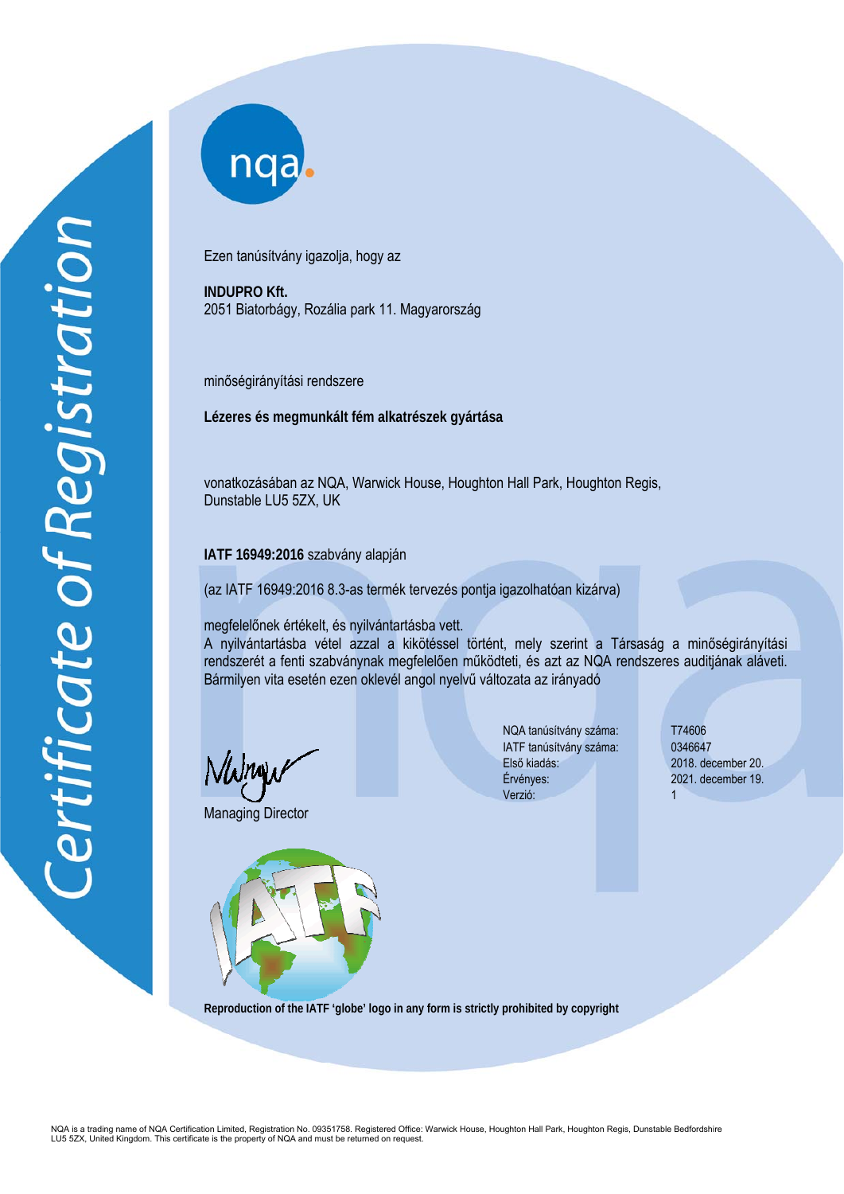# Certificate of Registration

nqa.

Ezen tanúsítvány igazolja, hogy az

**INDUPRO Kft.**
2051 Biatorbágy, Rozália park 11. Magyarország

minőségirányítási rendszere

**Lézeres és megmunkált fém alkatrészek gyártása**

vonatkozásában az NQA, Warwick House, Houghton Hall Park, Houghton Regis, Dunstable LU5 5ZX, UK

**IATF 16949:2016** szabvány alapján

(az IATF 16949:2016 8.3-as termék tervezés pontja igazolhatóan kizárva)

megfelelőnek értékelt, és nyilvántartásba vett.
A nyilvántartásba vétel azzal a kikötéssel történt, mely szerint a Társaság a minőségirányítási rendszerét a fenti szabványnak megfelelően működteti, és azt az NQA rendszeres auditjának aláveti. Bármilyen vita esetén ezen oklevél angol nyelvű változata az irányadó

| | |
|---|---|
| NQA tanúsítvány száma: | T74606 |
| IATF tanúsítvány száma: | 0346647 |
| Első kiadás: | 2018. december 20. |
| Érvényes: | 2021. december 19. |
| Verzió: | 1 |

Managing Director

**Reproduction of the IATF 'globe' logo in any form is strictly prohibited by copyright**

NQA is a trading name of NQA Certification Limited, Registration No. 09351758. Registered Office: Warwick House, Houghton Hall Park, Houghton Regis, Dunstable Bedfordshire LU5 5ZX, United Kingdom. This certificate is the property of NQA and must be returned on request.